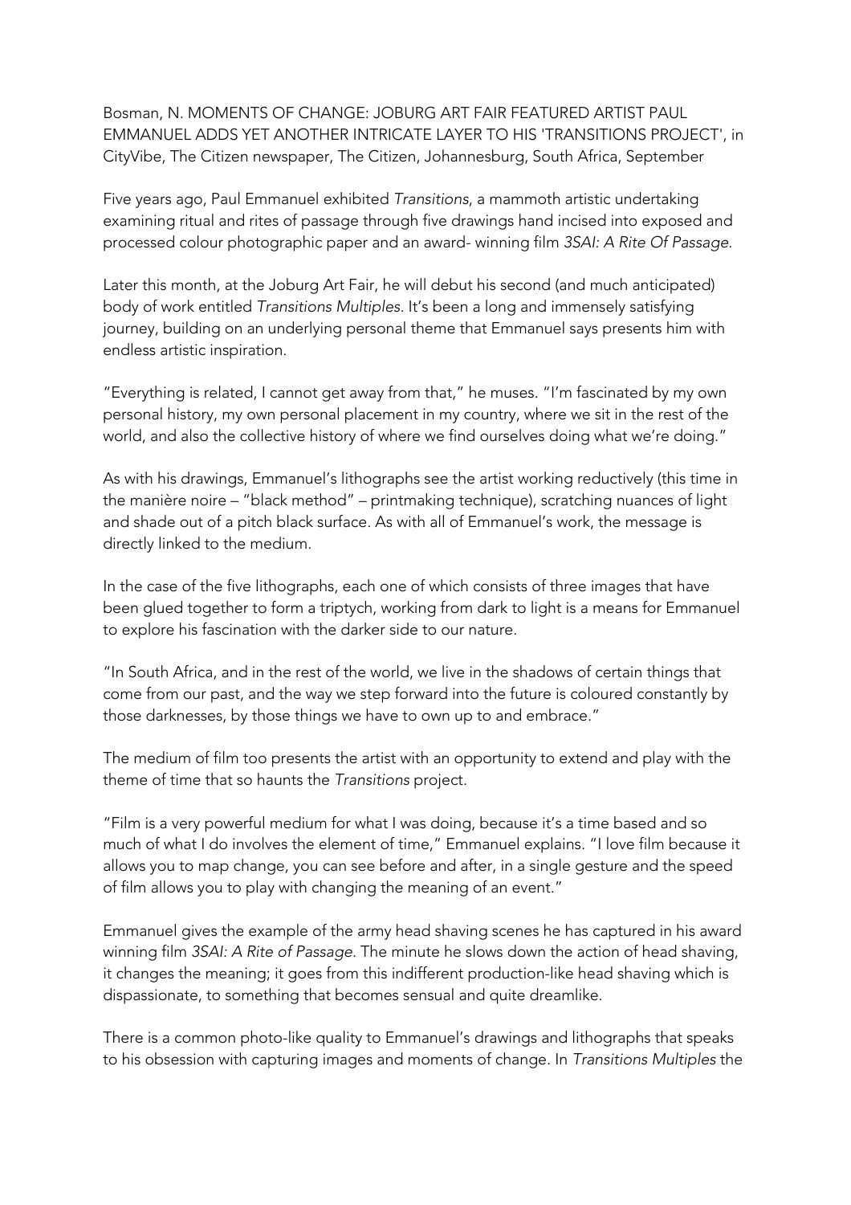Bosman, N. MOMENTS OF CHANGE: JOBURG ART FAIR FEATURED ARTIST PAUL EMMANUEL ADDS YET ANOTHER INTRICATE LAYER TO HIS 'TRANSITIONS PROJECT', in CityVibe, The Citizen newspaper, The Citizen, Johannesburg, South Africa, September

Five years ago, Paul Emmanuel exhibited *Transitions*, a mammoth artistic undertaking examining ritual and rites of passage through five drawings hand incised into exposed and processed colour photographic paper and an award- winning film *3SAI: A Rite Of Passage.*

Later this month, at the Joburg Art Fair, he will debut his second (and much anticipated) body of work entitled *Transitions Multiples*. It's been a long and immensely satisfying journey, building on an underlying personal theme that Emmanuel says presents him with endless artistic inspiration.

"Everything is related, I cannot get away from that," he muses. "I'm fascinated by my own personal history, my own personal placement in my country, where we sit in the rest of the world, and also the collective history of where we find ourselves doing what we're doing."

As with his drawings, Emmanuel's lithographs see the artist working reductively (this time in the manière noire – "black method" – printmaking technique), scratching nuances of light and shade out of a pitch black surface. As with all of Emmanuel's work, the message is directly linked to the medium.

In the case of the five lithographs, each one of which consists of three images that have been glued together to form a triptych, working from dark to light is a means for Emmanuel to explore his fascination with the darker side to our nature.

"In South Africa, and in the rest of the world, we live in the shadows of certain things that come from our past, and the way we step forward into the future is coloured constantly by those darknesses, by those things we have to own up to and embrace."

The medium of film too presents the artist with an opportunity to extend and play with the theme of time that so haunts the *Transitions* project.

"Film is a very powerful medium for what I was doing, because it's a time based and so much of what I do involves the element of time," Emmanuel explains. "I love film because it allows you to map change, you can see before and after, in a single gesture and the speed of film allows you to play with changing the meaning of an event."

Emmanuel gives the example of the army head shaving scenes he has captured in his award winning film *3SAI: A Rite of Passage*. The minute he slows down the action of head shaving, it changes the meaning; it goes from this indifferent production-like head shaving which is dispassionate, to something that becomes sensual and quite dreamlike.

There is a common photo-like quality to Emmanuel's drawings and lithographs that speaks to his obsession with capturing images and moments of change. In *Transitions Multiples* the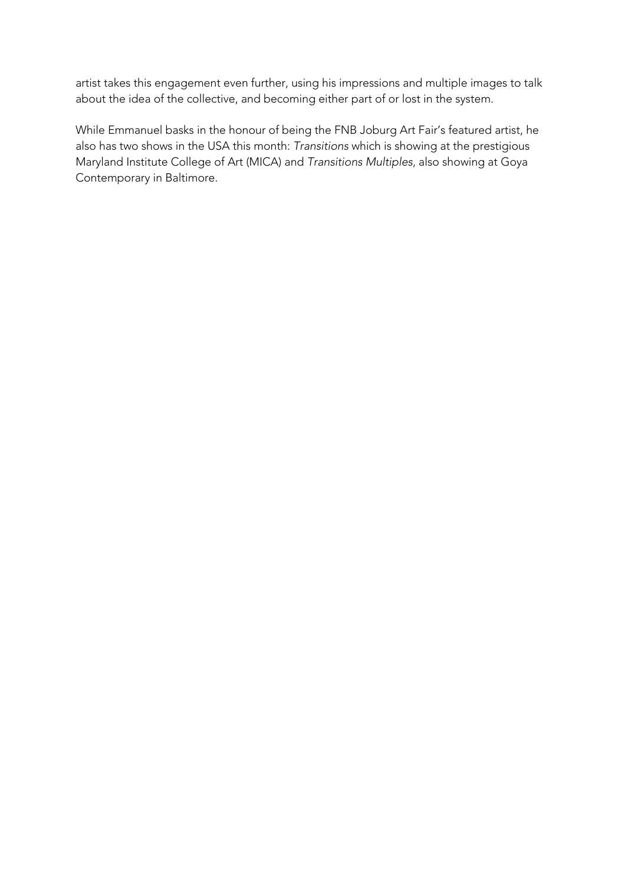artist takes this engagement even further, using his impressions and multiple images to talk about the idea of the collective, and becoming either part of or lost in the system.

While Emmanuel basks in the honour of being the FNB Joburg Art Fair's featured artist, he also has two shows in the USA this month: *Transitions* which is showing at the prestigious Maryland Institute College of Art (MICA) and *Transitions Multiples*, also showing at Goya Contemporary in Baltimore.